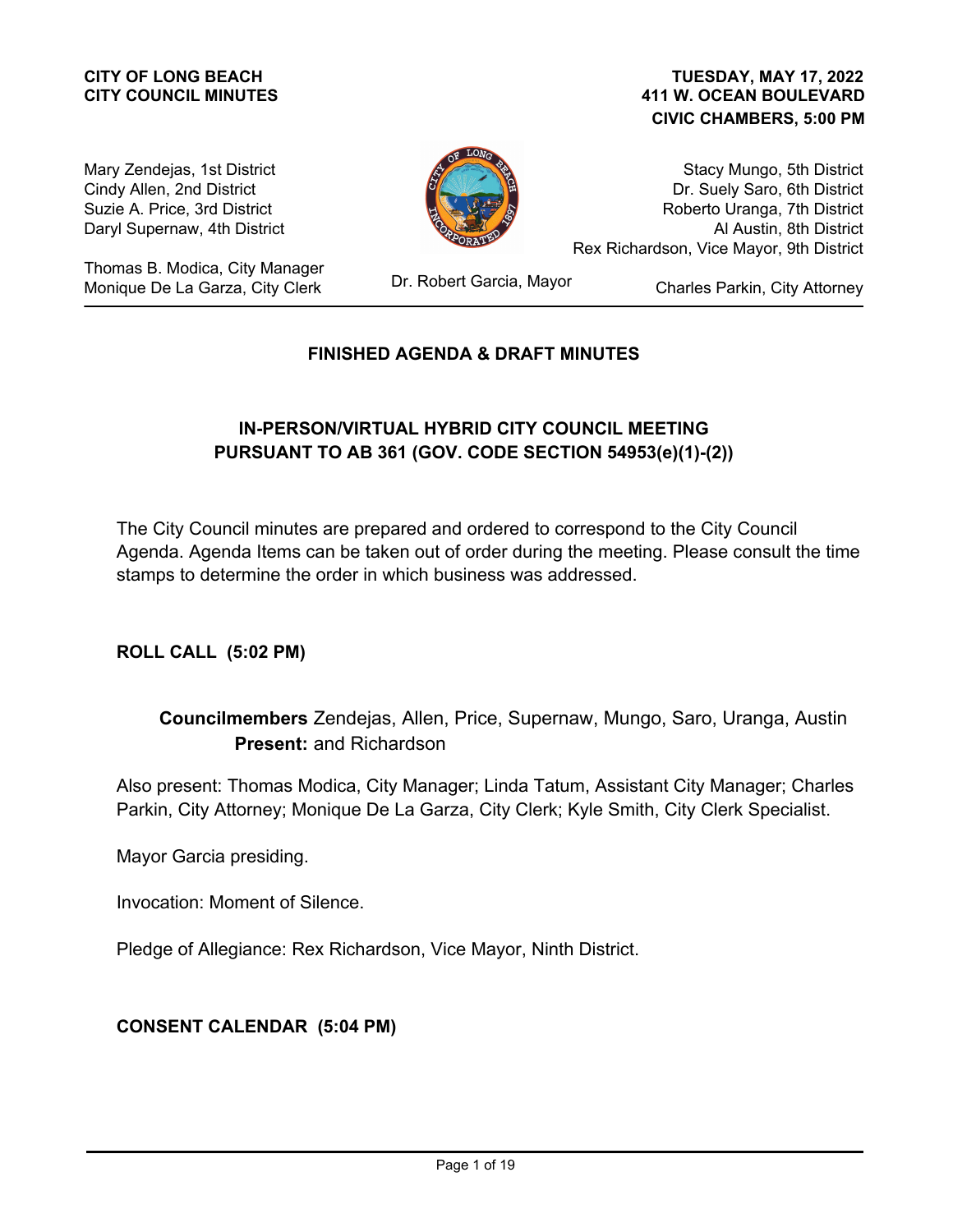**CITY OF LONG BEACH**
**CITY COUNCIL MINUTES**

**TUESDAY, MAY 17, 2022**
**411 W. OCEAN BOULEVARD**
**CIVIC CHAMBERS, 5:00 PM**

Mary Zendejas, 1st District
Cindy Allen, 2nd District
Suzie A. Price, 3rd District
Daryl Supernaw, 4th District

Stacy Mungo, 5th District
Dr. Suely Saro, 6th District
Roberto Uranga, 7th District
Al Austin, 8th District
Rex Richardson, Vice Mayor, 9th District

Thomas B. Modica, City Manager
Monique De La Garza, City Clerk

Dr. Robert Garcia, Mayor

Charles Parkin, City Attorney

## FINISHED AGENDA & DRAFT MINUTES

## IN-PERSON/VIRTUAL HYBRID CITY COUNCIL MEETING PURSUANT TO AB 361 (GOV. CODE SECTION 54953(e)(1)-(2))

The City Council minutes are prepared and ordered to correspond to the City Council Agenda. Agenda Items can be taken out of order during the meeting. Please consult the time stamps to determine the order in which business was addressed.

### ROLL CALL (5:02 PM)

**Councilmembers Present:** Zendejas, Allen, Price, Supernaw, Mungo, Saro, Uranga, Austin and Richardson

Also present: Thomas Modica, City Manager; Linda Tatum, Assistant City Manager; Charles Parkin, City Attorney; Monique De La Garza, City Clerk; Kyle Smith, City Clerk Specialist.

Mayor Garcia presiding.

Invocation: Moment of Silence.

Pledge of Allegiance: Rex Richardson, Vice Mayor, Ninth District.

### CONSENT CALENDAR (5:04 PM)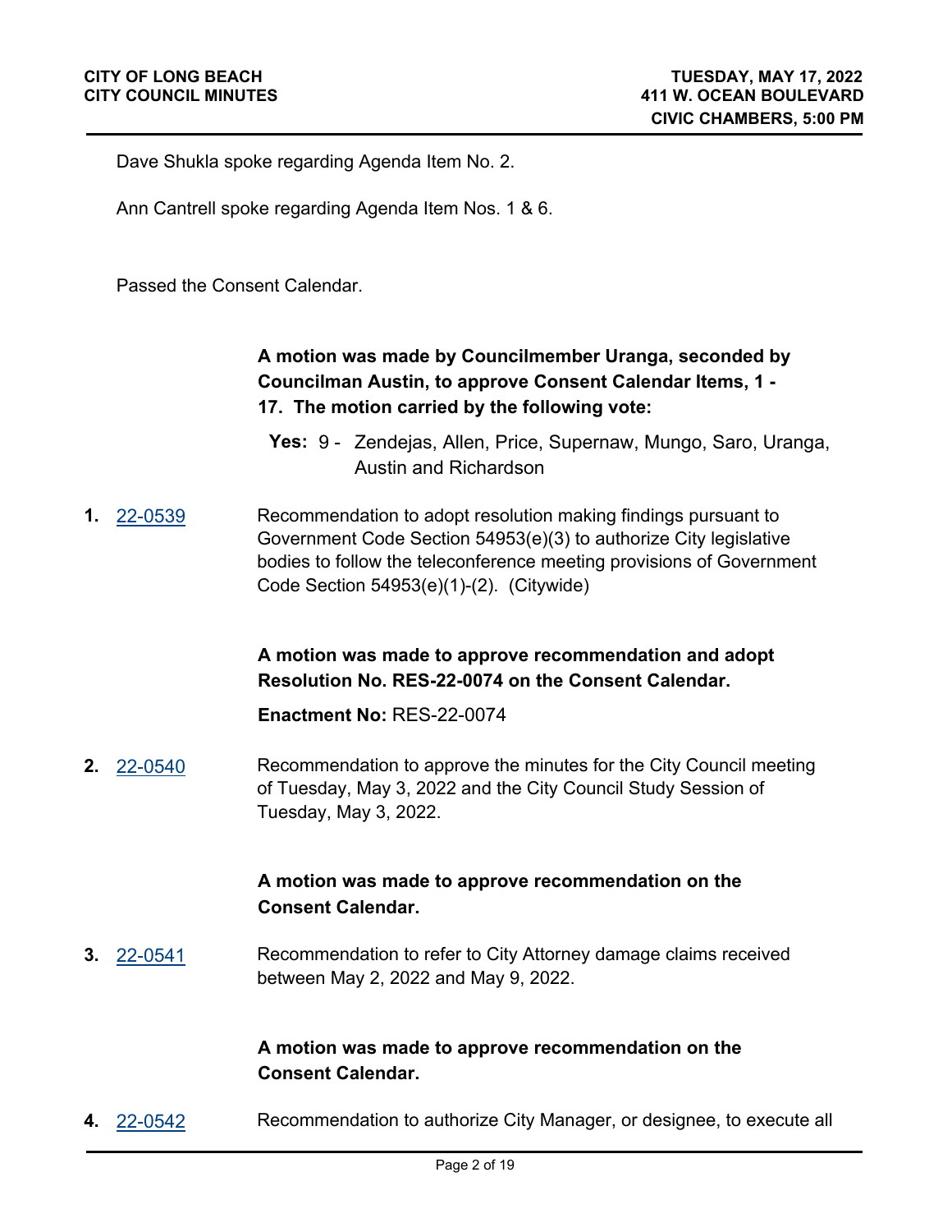Dave Shukla spoke regarding Agenda Item No. 2.

Ann Cantrell spoke regarding Agenda Item Nos. 1 & 6.

Passed the Consent Calendar.

**A motion was made by Councilmember Uranga, seconded by Councilman Austin, to approve Consent Calendar Items, 1 - 17. The motion carried by the following vote:**

**Yes:** 9 - Zendejas, Allen, Price, Supernaw, Mungo, Saro, Uranga, Austin and Richardson

**1.** 22-0539

Recommendation to adopt resolution making findings pursuant to Government Code Section 54953(e)(3) to authorize City legislative bodies to follow the teleconference meeting provisions of Government Code Section 54953(e)(1)-(2). (Citywide)

**A motion was made to approve recommendation and adopt Resolution No. RES-22-0074 on the Consent Calendar.**

**Enactment No:** RES-22-0074

**2.** 22-0540

Recommendation to approve the minutes for the City Council meeting of Tuesday, May 3, 2022 and the City Council Study Session of Tuesday, May 3, 2022.

**A motion was made to approve recommendation on the Consent Calendar.**

**3.** 22-0541

Recommendation to refer to City Attorney damage claims received between May 2, 2022 and May 9, 2022.

**A motion was made to approve recommendation on the Consent Calendar.**

**4.** 22-0542

Recommendation to authorize City Manager, or designee, to execute all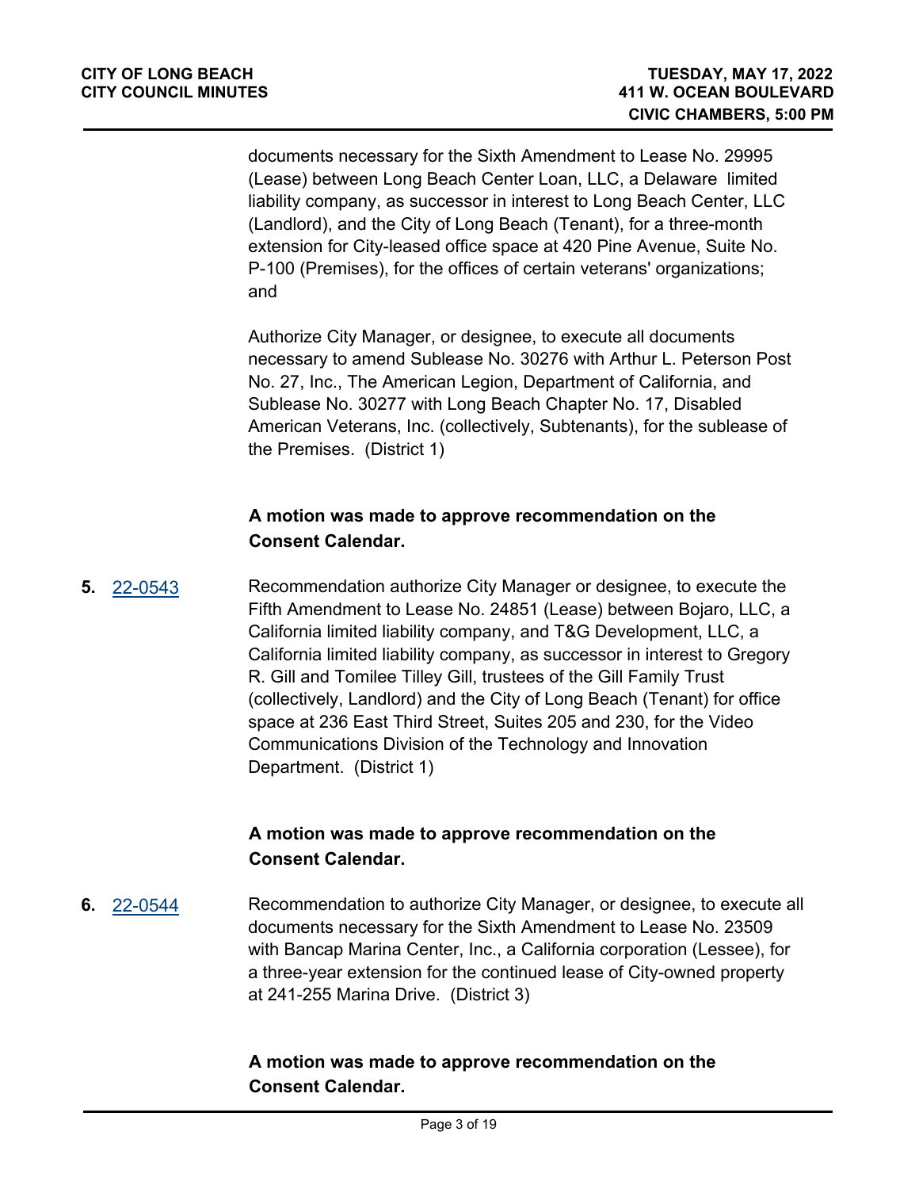documents necessary for the Sixth Amendment to Lease No. 29995 (Lease) between Long Beach Center Loan, LLC, a Delaware limited liability company, as successor in interest to Long Beach Center, LLC (Landlord), and the City of Long Beach (Tenant), for a three-month extension for City-leased office space at 420 Pine Avenue, Suite No. P-100 (Premises), for the offices of certain veterans' organizations; and

Authorize City Manager, or designee, to execute all documents necessary to amend Sublease No. 30276 with Arthur L. Peterson Post No. 27, Inc., The American Legion, Department of California, and Sublease No. 30277 with Long Beach Chapter No. 17, Disabled American Veterans, Inc. (collectively, Subtenants), for the sublease of the Premises. (District 1)

**A motion was made to approve recommendation on the Consent Calendar.**

**5.** [22-0543] Recommendation authorize City Manager or designee, to execute the Fifth Amendment to Lease No. 24851 (Lease) between Bojaro, LLC, a California limited liability company, and T&G Development, LLC, a California limited liability company, as successor in interest to Gregory R. Gill and Tomilee Tilley Gill, trustees of the Gill Family Trust (collectively, Landlord) and the City of Long Beach (Tenant) for office space at 236 East Third Street, Suites 205 and 230, for the Video Communications Division of the Technology and Innovation Department. (District 1)

**A motion was made to approve recommendation on the Consent Calendar.**

**6.** [22-0544] Recommendation to authorize City Manager, or designee, to execute all documents necessary for the Sixth Amendment to Lease No. 23509 with Bancap Marina Center, Inc., a California corporation (Lessee), for a three-year extension for the continued lease of City-owned property at 241-255 Marina Drive. (District 3)

**A motion was made to approve recommendation on the Consent Calendar.**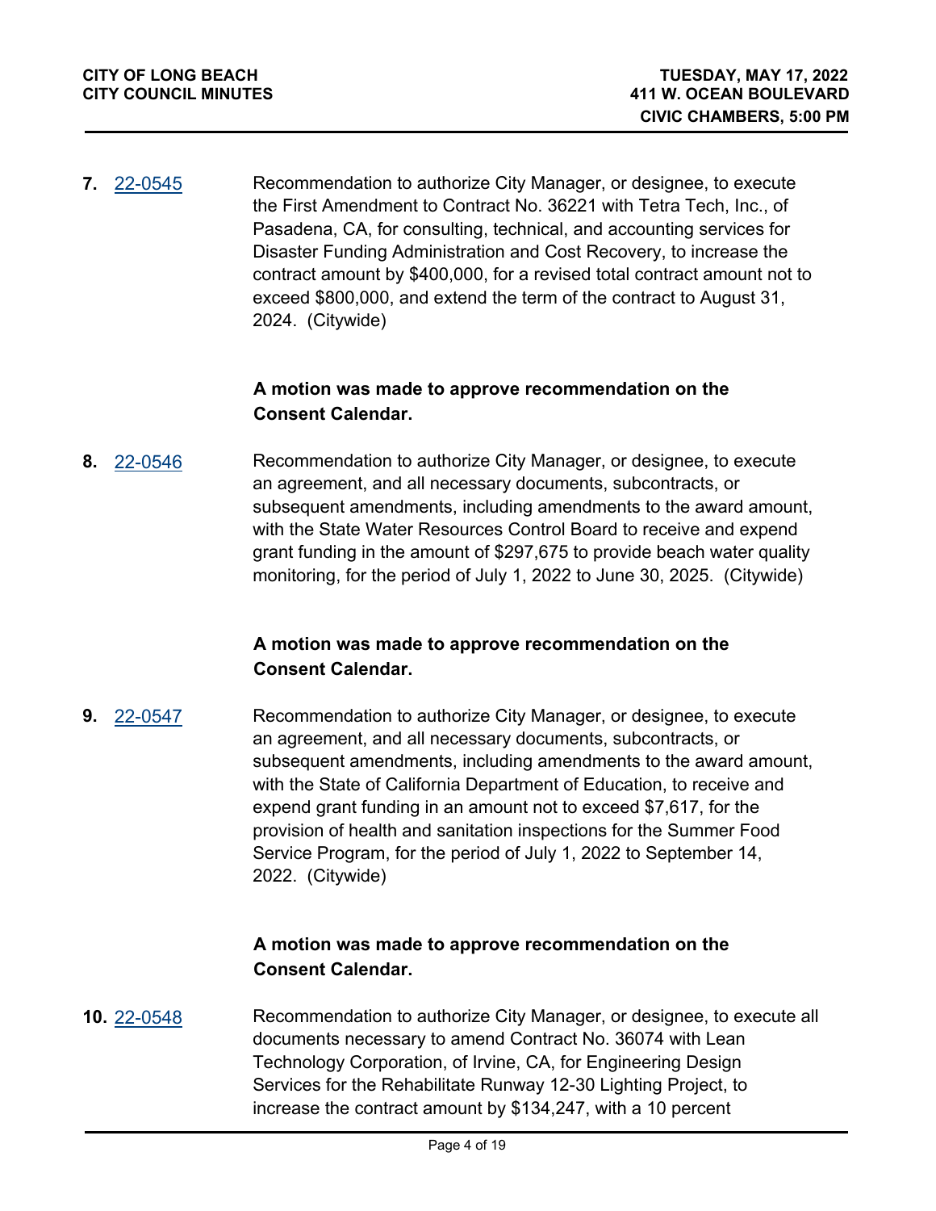**7.** 22-0545 Recommendation to authorize City Manager, or designee, to execute the First Amendment to Contract No. 36221 with Tetra Tech, Inc., of Pasadena, CA, for consulting, technical, and accounting services for Disaster Funding Administration and Cost Recovery, to increase the contract amount by $400,000, for a revised total contract amount not to exceed $800,000, and extend the term of the contract to August 31, 2024. (Citywide)

**A motion was made to approve recommendation on the Consent Calendar.**

**8.** 22-0546 Recommendation to authorize City Manager, or designee, to execute an agreement, and all necessary documents, subcontracts, or subsequent amendments, including amendments to the award amount, with the State Water Resources Control Board to receive and expend grant funding in the amount of $297,675 to provide beach water quality monitoring, for the period of July 1, 2022 to June 30, 2025. (Citywide)

**A motion was made to approve recommendation on the Consent Calendar.**

**9.** 22-0547 Recommendation to authorize City Manager, or designee, to execute an agreement, and all necessary documents, subcontracts, or subsequent amendments, including amendments to the award amount, with the State of California Department of Education, to receive and expend grant funding in an amount not to exceed $7,617, for the provision of health and sanitation inspections for the Summer Food Service Program, for the period of July 1, 2022 to September 14, 2022. (Citywide)

**A motion was made to approve recommendation on the Consent Calendar.**

**10.** 22-0548 Recommendation to authorize City Manager, or designee, to execute all documents necessary to amend Contract No. 36074 with Lean Technology Corporation, of Irvine, CA, for Engineering Design Services for the Rehabilitate Runway 12-30 Lighting Project, to increase the contract amount by $134,247, with a 10 percent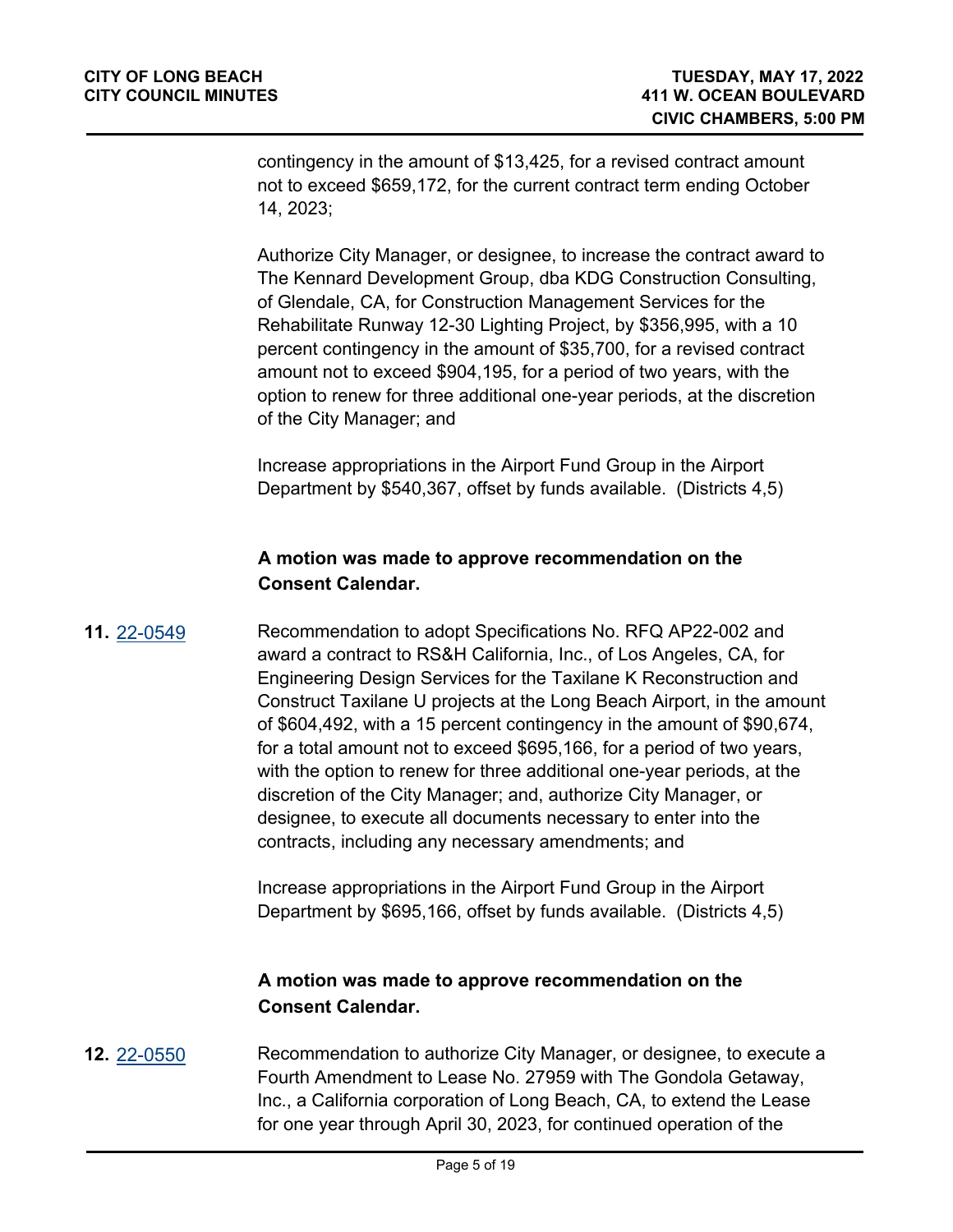contingency in the amount of $13,425, for a revised contract amount not to exceed $659,172, for the current contract term ending October 14, 2023;

Authorize City Manager, or designee, to increase the contract award to The Kennard Development Group, dba KDG Construction Consulting, of Glendale, CA, for Construction Management Services for the Rehabilitate Runway 12-30 Lighting Project, by $356,995, with a 10 percent contingency in the amount of $35,700, for a revised contract amount not to exceed $904,195, for a period of two years, with the option to renew for three additional one-year periods, at the discretion of the City Manager; and

Increase appropriations in the Airport Fund Group in the Airport Department by $540,367, offset by funds available. (Districts 4,5)

**A motion was made to approve recommendation on the Consent Calendar.**

**11.** 22-0549

Recommendation to adopt Specifications No. RFQ AP22-002 and award a contract to RS&H California, Inc., of Los Angeles, CA, for Engineering Design Services for the Taxilane K Reconstruction and Construct Taxilane U projects at the Long Beach Airport, in the amount of $604,492, with a 15 percent contingency in the amount of $90,674, for a total amount not to exceed $695,166, for a period of two years, with the option to renew for three additional one-year periods, at the discretion of the City Manager; and, authorize City Manager, or designee, to execute all documents necessary to enter into the contracts, including any necessary amendments; and

Increase appropriations in the Airport Fund Group in the Airport Department by $695,166, offset by funds available. (Districts 4,5)

**A motion was made to approve recommendation on the Consent Calendar.**

**12.** 22-0550

Recommendation to authorize City Manager, or designee, to execute a Fourth Amendment to Lease No. 27959 with The Gondola Getaway, Inc., a California corporation of Long Beach, CA, to extend the Lease for one year through April 30, 2023, for continued operation of the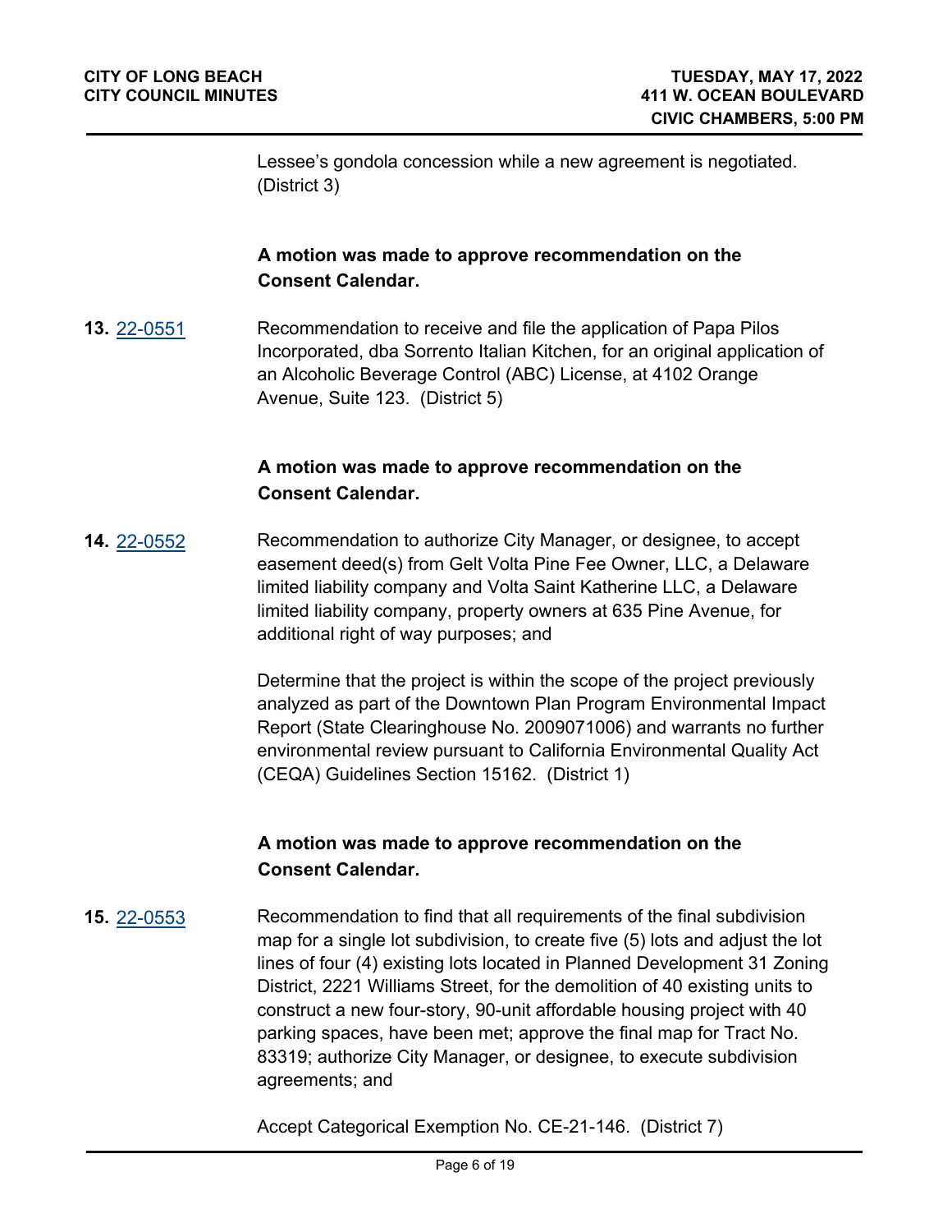Lessee's gondola concession while a new agreement is negotiated. (District 3)

**A motion was made to approve recommendation on the Consent Calendar.**

**13.** 22-0551 Recommendation to receive and file the application of Papa Pilos Incorporated, dba Sorrento Italian Kitchen, for an original application of an Alcoholic Beverage Control (ABC) License, at 4102 Orange Avenue, Suite 123. (District 5)

**A motion was made to approve recommendation on the Consent Calendar.**

**14.** 22-0552 Recommendation to authorize City Manager, or designee, to accept easement deed(s) from Gelt Volta Pine Fee Owner, LLC, a Delaware limited liability company and Volta Saint Katherine LLC, a Delaware limited liability company, property owners at 635 Pine Avenue, for additional right of way purposes; and

Determine that the project is within the scope of the project previously analyzed as part of the Downtown Plan Program Environmental Impact Report (State Clearinghouse No. 2009071006) and warrants no further environmental review pursuant to California Environmental Quality Act (CEQA) Guidelines Section 15162. (District 1)

**A motion was made to approve recommendation on the Consent Calendar.**

**15.** 22-0553 Recommendation to find that all requirements of the final subdivision map for a single lot subdivision, to create five (5) lots and adjust the lot lines of four (4) existing lots located in Planned Development 31 Zoning District, 2221 Williams Street, for the demolition of 40 existing units to construct a new four-story, 90-unit affordable housing project with 40 parking spaces, have been met; approve the final map for Tract No. 83319; authorize City Manager, or designee, to execute subdivision agreements; and

Accept Categorical Exemption No. CE-21-146. (District 7)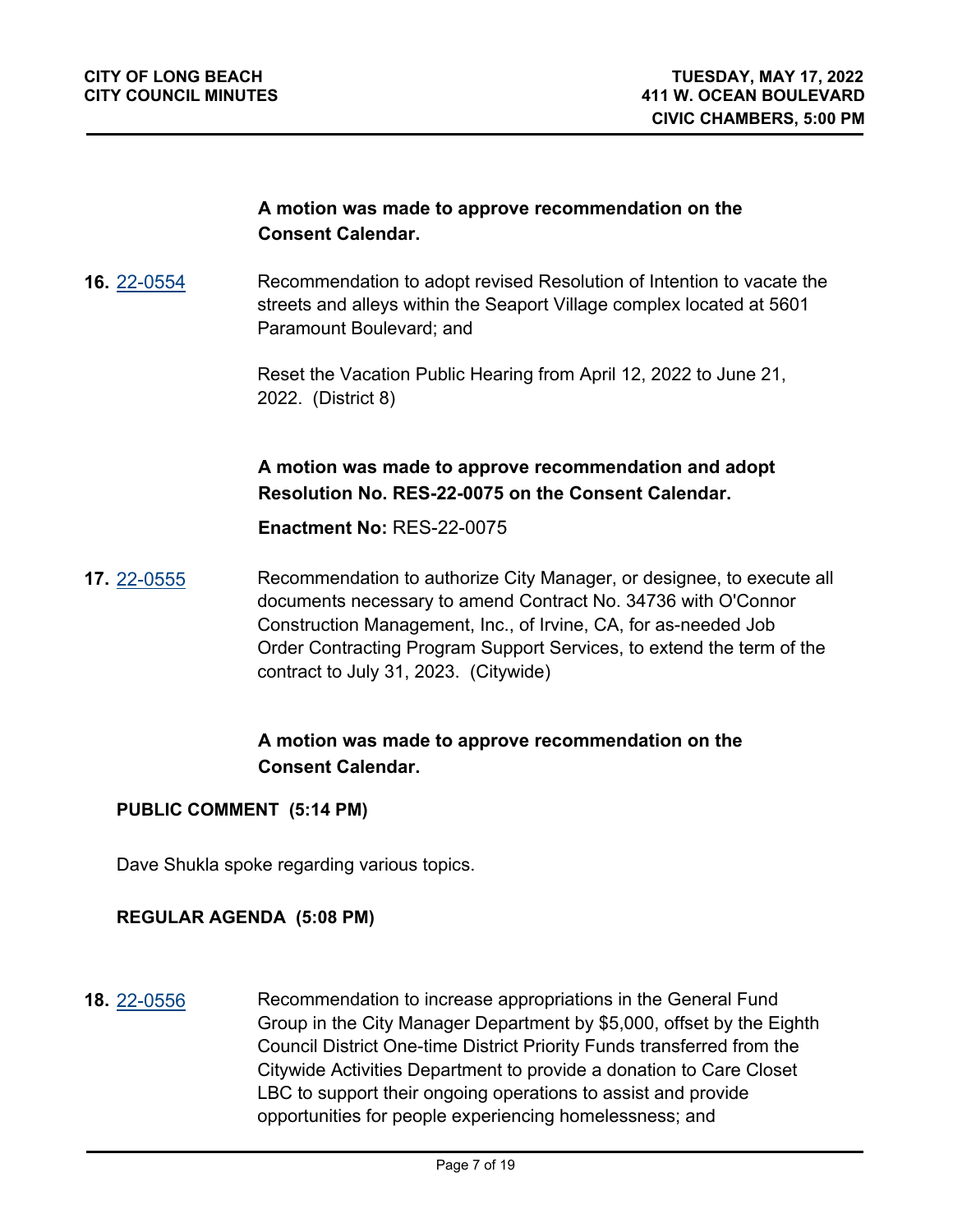**A motion was made to approve recommendation on the Consent Calendar.**

**16.** 22-0554 Recommendation to adopt revised Resolution of Intention to vacate the streets and alleys within the Seaport Village complex located at 5601 Paramount Boulevard; and

Reset the Vacation Public Hearing from April 12, 2022 to June 21, 2022. (District 8)

**A motion was made to approve recommendation and adopt Resolution No. RES-22-0075 on the Consent Calendar.**

**Enactment No:** RES-22-0075

**17.** 22-0555 Recommendation to authorize City Manager, or designee, to execute all documents necessary to amend Contract No. 34736 with O'Connor Construction Management, Inc., of Irvine, CA, for as-needed Job Order Contracting Program Support Services, to extend the term of the contract to July 31, 2023. (Citywide)

**A motion was made to approve recommendation on the Consent Calendar.**

**PUBLIC COMMENT (5:14 PM)**

Dave Shukla spoke regarding various topics.

**REGULAR AGENDA (5:08 PM)**

**18.** 22-0556 Recommendation to increase appropriations in the General Fund Group in the City Manager Department by $5,000, offset by the Eighth Council District One-time District Priority Funds transferred from the Citywide Activities Department to provide a donation to Care Closet LBC to support their ongoing operations to assist and provide opportunities for people experiencing homelessness; and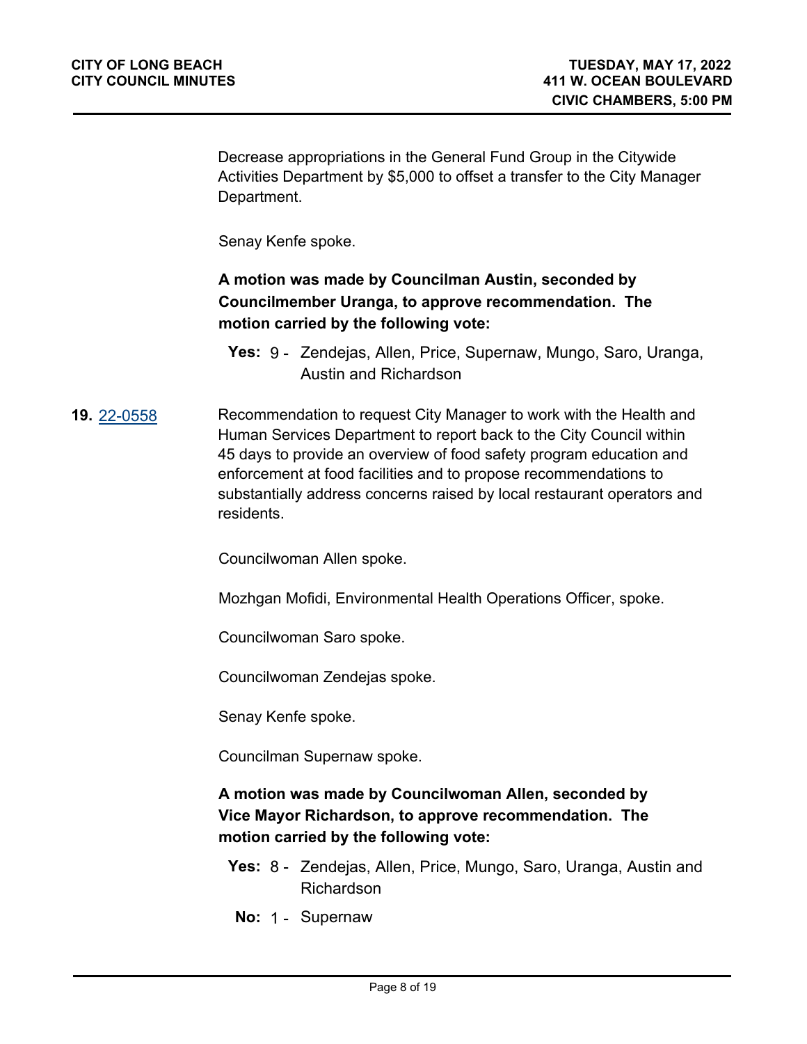Decrease appropriations in the General Fund Group in the Citywide Activities Department by $5,000 to offset a transfer to the City Manager Department.

Senay Kenfe spoke.

**A motion was made by Councilman Austin, seconded by Councilmember Uranga, to approve recommendation. The motion carried by the following vote:**

**Yes:** 9 - Zendejas, Allen, Price, Supernaw, Mungo, Saro, Uranga, Austin and Richardson

**19.** 22-0558 Recommendation to request City Manager to work with the Health and Human Services Department to report back to the City Council within 45 days to provide an overview of food safety program education and enforcement at food facilities and to propose recommendations to substantially address concerns raised by local restaurant operators and residents.

Councilwoman Allen spoke.

Mozhgan Mofidi, Environmental Health Operations Officer, spoke.

Councilwoman Saro spoke.

Councilwoman Zendejas spoke.

Senay Kenfe spoke.

Councilman Supernaw spoke.

**A motion was made by Councilwoman Allen, seconded by Vice Mayor Richardson, to approve recommendation. The motion carried by the following vote:**

**Yes:** 8 - Zendejas, Allen, Price, Mungo, Saro, Uranga, Austin and Richardson

**No:** 1 - Supernaw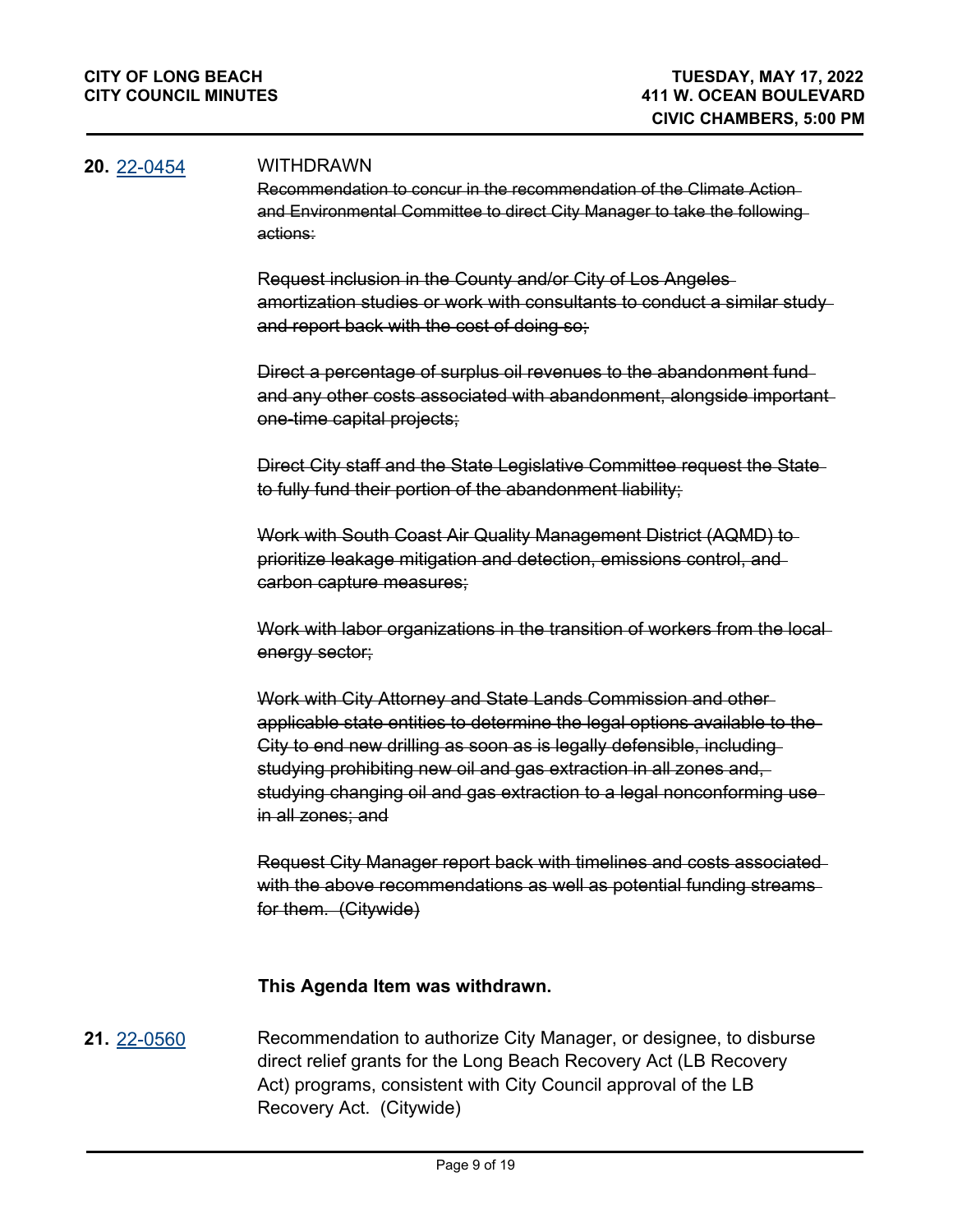**20.** 22-0454 WITHDRAWN

~~Recommendation to concur in the recommendation of the Climate Action and Environmental Committee to direct City Manager to take the following actions:~~

~~Request inclusion in the County and/or City of Los Angeles amortization studies or work with consultants to conduct a similar study and report back with the cost of doing so;~~

~~Direct a percentage of surplus oil revenues to the abandonment fund and any other costs associated with abandonment, alongside important one-time capital projects;~~

~~Direct City staff and the State Legislative Committee request the State to fully fund their portion of the abandonment liability;~~

~~Work with South Coast Air Quality Management District (AQMD) to prioritize leakage mitigation and detection, emissions control, and carbon capture measures;~~

~~Work with labor organizations in the transition of workers from the local energy sector;~~

~~Work with City Attorney and State Lands Commission and other applicable state entities to determine the legal options available to the City to end new drilling as soon as is legally defensible, including studying prohibiting new oil and gas extraction in all zones and, studying changing oil and gas extraction to a legal nonconforming use in all zones; and~~

~~Request City Manager report back with timelines and costs associated with the above recommendations as well as potential funding streams for them. (Citywide)~~

**This Agenda Item was withdrawn.**

**21.** 22-0560 Recommendation to authorize City Manager, or designee, to disburse direct relief grants for the Long Beach Recovery Act (LB Recovery Act) programs, consistent with City Council approval of the LB Recovery Act. (Citywide)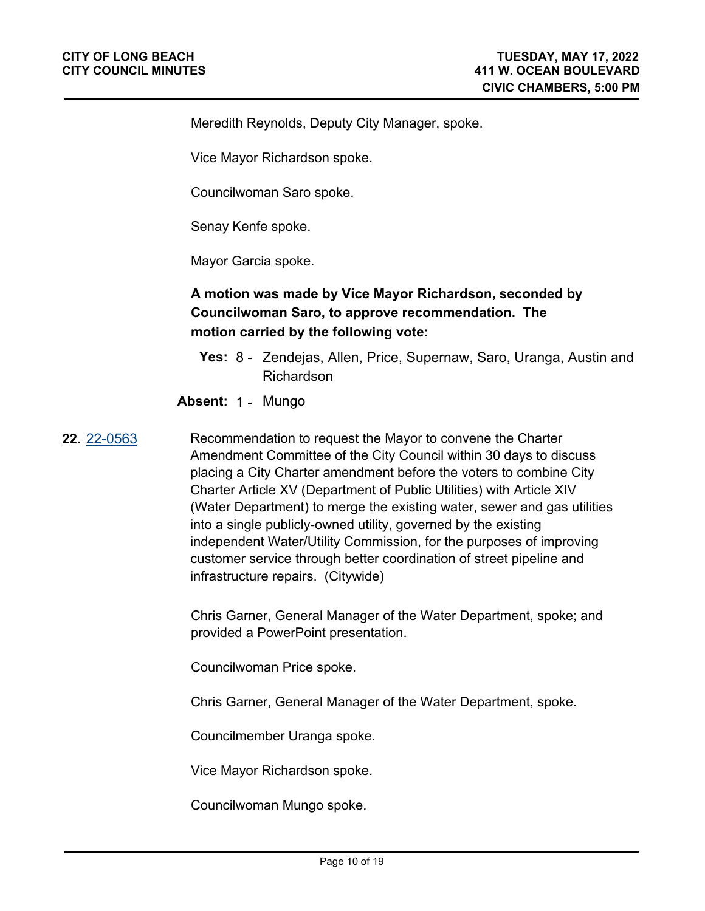Meredith Reynolds, Deputy City Manager, spoke.

Vice Mayor Richardson spoke.

Councilwoman Saro spoke.

Senay Kenfe spoke.

Mayor Garcia spoke.

**A motion was made by Vice Mayor Richardson, seconded by Councilwoman Saro, to approve recommendation. The motion carried by the following vote:**

**Yes:** 8 - Zendejas, Allen, Price, Supernaw, Saro, Uranga, Austin and Richardson

**Absent:** 1 - Mungo

**22.** [22-0563](22-0563) Recommendation to request the Mayor to convene the Charter Amendment Committee of the City Council within 30 days to discuss placing a City Charter amendment before the voters to combine City Charter Article XV (Department of Public Utilities) with Article XIV (Water Department) to merge the existing water, sewer and gas utilities into a single publicly-owned utility, governed by the existing independent Water/Utility Commission, for the purposes of improving customer service through better coordination of street pipeline and infrastructure repairs. (Citywide)

Chris Garner, General Manager of the Water Department, spoke; and provided a PowerPoint presentation.

Councilwoman Price spoke.

Chris Garner, General Manager of the Water Department, spoke.

Councilmember Uranga spoke.

Vice Mayor Richardson spoke.

Councilwoman Mungo spoke.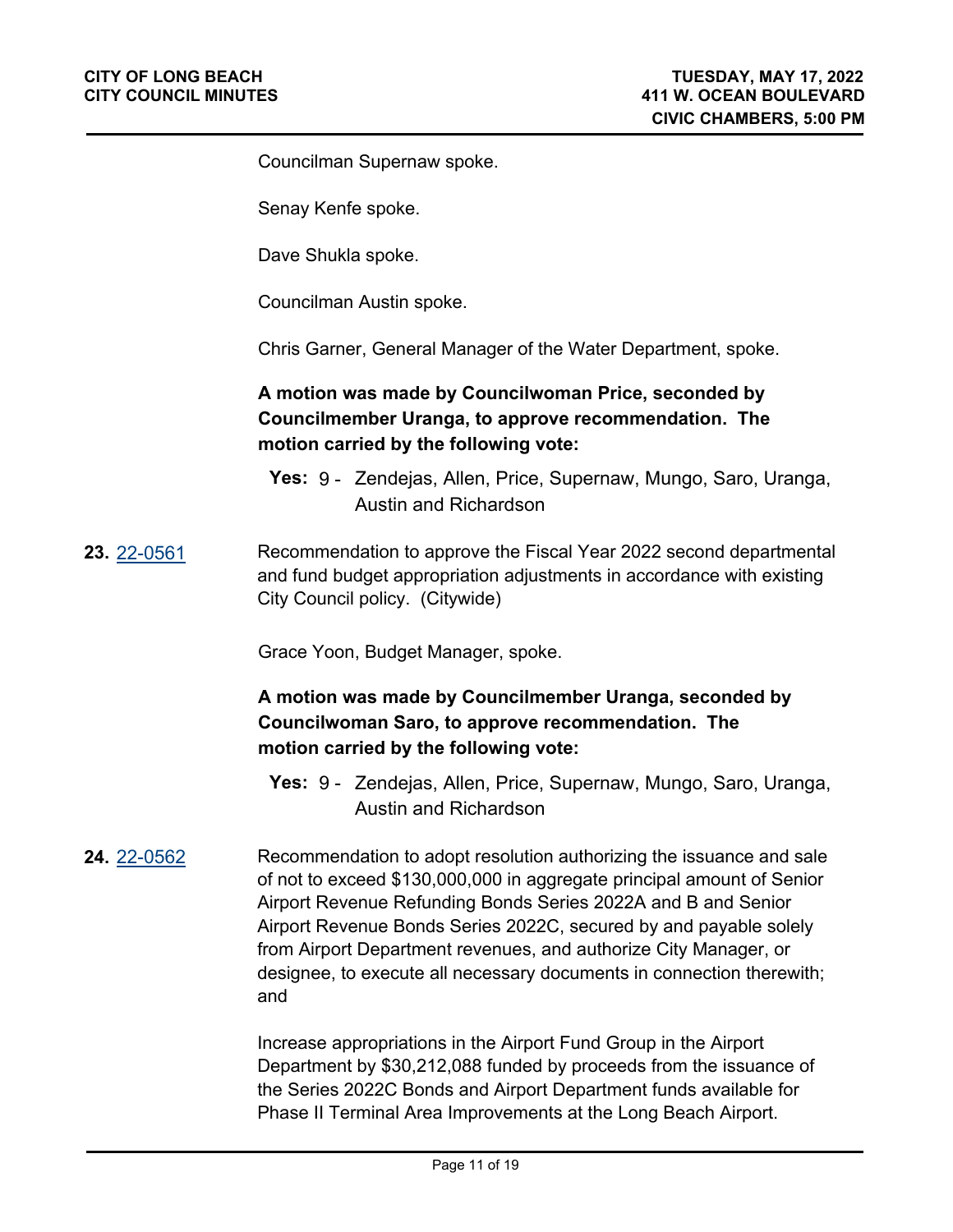Councilman Supernaw spoke.

Senay Kenfe spoke.

Dave Shukla spoke.

Councilman Austin spoke.

Chris Garner, General Manager of the Water Department, spoke.

**A motion was made by Councilwoman Price, seconded by Councilmember Uranga, to approve recommendation. The motion carried by the following vote:**

**Yes:** 9 - Zendejas, Allen, Price, Supernaw, Mungo, Saro, Uranga, Austin and Richardson

**23.** 22-0561

Recommendation to approve the Fiscal Year 2022 second departmental and fund budget appropriation adjustments in accordance with existing City Council policy. (Citywide)

Grace Yoon, Budget Manager, spoke.

**A motion was made by Councilmember Uranga, seconded by Councilwoman Saro, to approve recommendation. The motion carried by the following vote:**

**Yes:** 9 - Zendejas, Allen, Price, Supernaw, Mungo, Saro, Uranga, Austin and Richardson

**24.** 22-0562

Recommendation to adopt resolution authorizing the issuance and sale of not to exceed $130,000,000 in aggregate principal amount of Senior Airport Revenue Refunding Bonds Series 2022A and B and Senior Airport Revenue Bonds Series 2022C, secured by and payable solely from Airport Department revenues, and authorize City Manager, or designee, to execute all necessary documents in connection therewith; and

Increase appropriations in the Airport Fund Group in the Airport Department by $30,212,088 funded by proceeds from the issuance of the Series 2022C Bonds and Airport Department funds available for Phase II Terminal Area Improvements at the Long Beach Airport.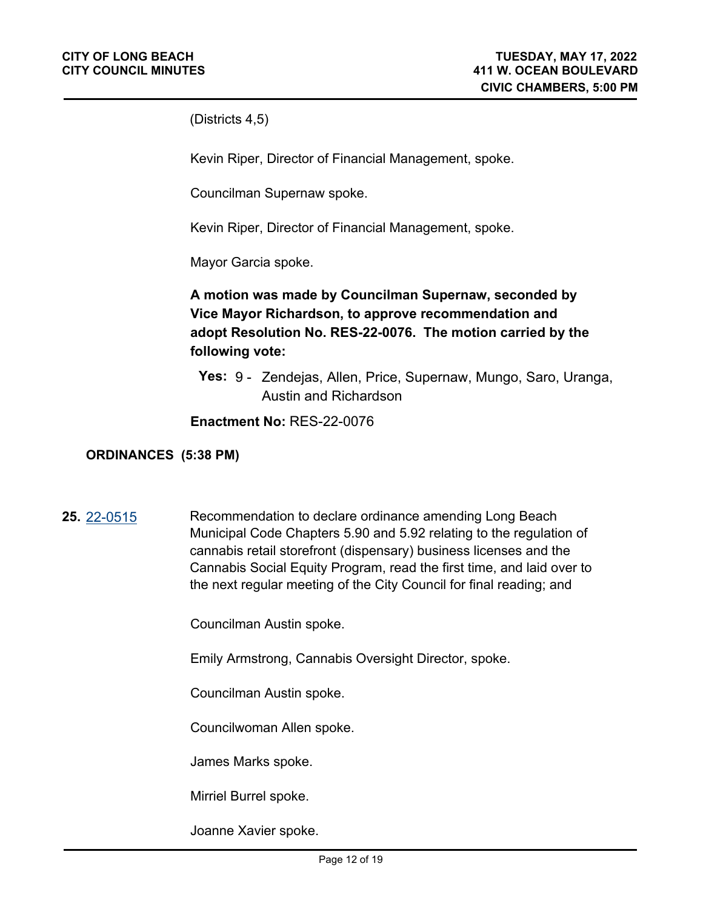(Districts 4,5)

Kevin Riper, Director of Financial Management, spoke.

Councilman Supernaw spoke.

Kevin Riper, Director of Financial Management, spoke.

Mayor Garcia spoke.

**A motion was made by Councilman Supernaw, seconded by Vice Mayor Richardson, to approve recommendation and adopt Resolution No. RES-22-0076. The motion carried by the following vote:**

**Yes:** 9 - Zendejas, Allen, Price, Supernaw, Mungo, Saro, Uranga, Austin and Richardson

**Enactment No:** RES-22-0076

**ORDINANCES (5:38 PM)**

**25.** [22-0515](22-0515) Recommendation to declare ordinance amending Long Beach Municipal Code Chapters 5.90 and 5.92 relating to the regulation of cannabis retail storefront (dispensary) business licenses and the Cannabis Social Equity Program, read the first time, and laid over to the next regular meeting of the City Council for final reading; and

Councilman Austin spoke.

Emily Armstrong, Cannabis Oversight Director, spoke.

Councilman Austin spoke.

Councilwoman Allen spoke.

James Marks spoke.

Mirriel Burrel spoke.

Joanne Xavier spoke.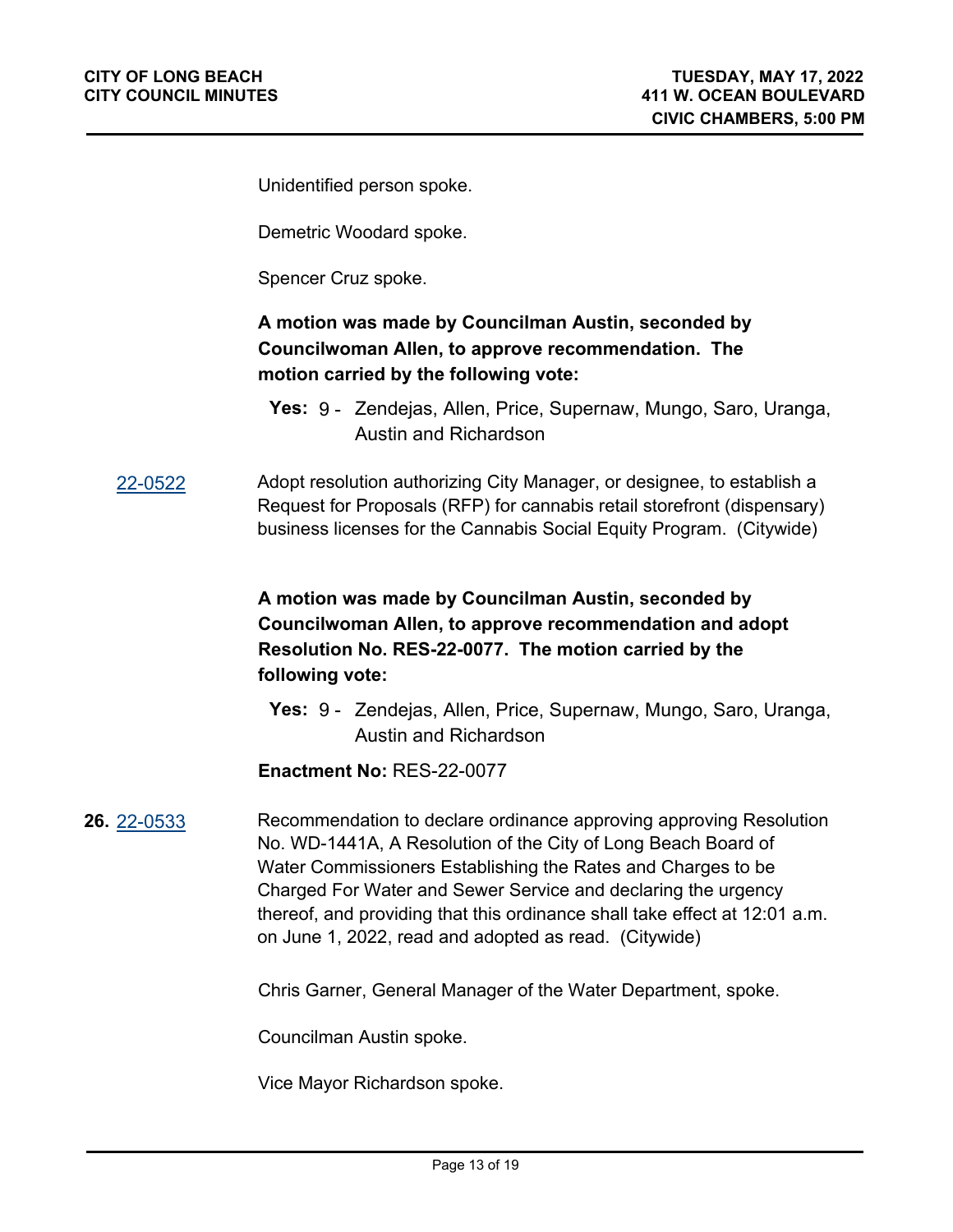Unidentified person spoke.

Demetric Woodard spoke.

Spencer Cruz spoke.

**A motion was made by Councilman Austin, seconded by Councilwoman Allen, to approve recommendation. The motion carried by the following vote:**

**Yes:** 9 - Zendejas, Allen, Price, Supernaw, Mungo, Saro, Uranga, Austin and Richardson

22-0522 Adopt resolution authorizing City Manager, or designee, to establish a Request for Proposals (RFP) for cannabis retail storefront (dispensary) business licenses for the Cannabis Social Equity Program. (Citywide)

**A motion was made by Councilman Austin, seconded by Councilwoman Allen, to approve recommendation and adopt Resolution No. RES-22-0077. The motion carried by the following vote:**

**Yes:** 9 - Zendejas, Allen, Price, Supernaw, Mungo, Saro, Uranga, Austin and Richardson

**Enactment No:** RES-22-0077

**26.** 22-0533 Recommendation to declare ordinance approving approving Resolution No. WD-1441A, A Resolution of the City of Long Beach Board of Water Commissioners Establishing the Rates and Charges to be Charged For Water and Sewer Service and declaring the urgency thereof, and providing that this ordinance shall take effect at 12:01 a.m. on June 1, 2022, read and adopted as read. (Citywide)

Chris Garner, General Manager of the Water Department, spoke.

Councilman Austin spoke.

Vice Mayor Richardson spoke.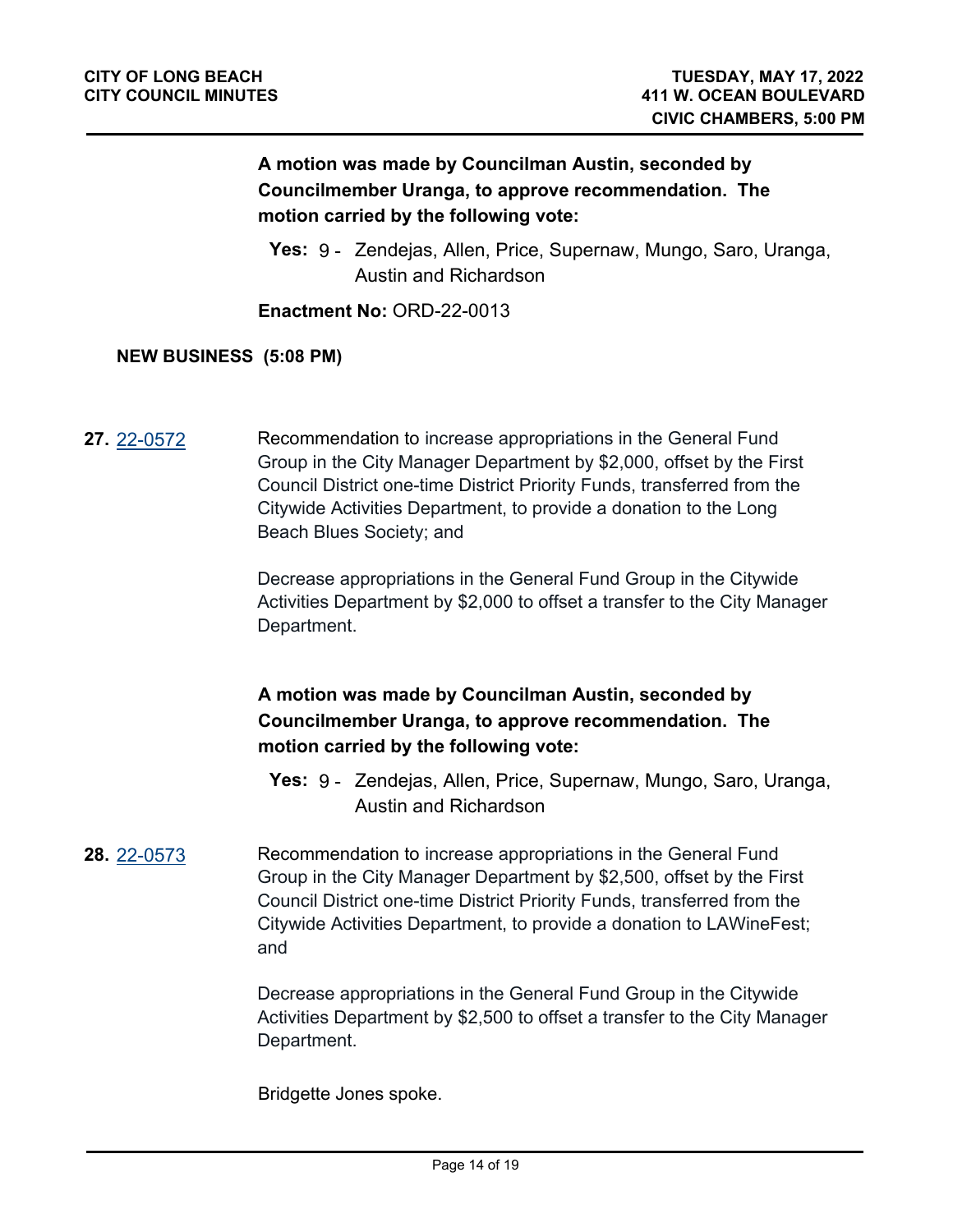**A motion was made by Councilman Austin, seconded by Councilmember Uranga, to approve recommendation. The motion carried by the following vote:**

**Yes:** 9 - Zendejas, Allen, Price, Supernaw, Mungo, Saro, Uranga, Austin and Richardson

**Enactment No:** ORD-22-0013

## NEW BUSINESS (5:08 PM)

**27.** 22-0572

Recommendation to increase appropriations in the General Fund Group in the City Manager Department by $2,000, offset by the First Council District one-time District Priority Funds, transferred from the Citywide Activities Department, to provide a donation to the Long Beach Blues Society; and

Decrease appropriations in the General Fund Group in the Citywide Activities Department by $2,000 to offset a transfer to the City Manager Department.

**A motion was made by Councilman Austin, seconded by Councilmember Uranga, to approve recommendation. The motion carried by the following vote:**

**Yes:** 9 - Zendejas, Allen, Price, Supernaw, Mungo, Saro, Uranga, Austin and Richardson

**28.** 22-0573

Recommendation to increase appropriations in the General Fund Group in the City Manager Department by $2,500, offset by the First Council District one-time District Priority Funds, transferred from the Citywide Activities Department, to provide a donation to LAWineFest; and

Decrease appropriations in the General Fund Group in the Citywide Activities Department by $2,500 to offset a transfer to the City Manager Department.

Bridgette Jones spoke.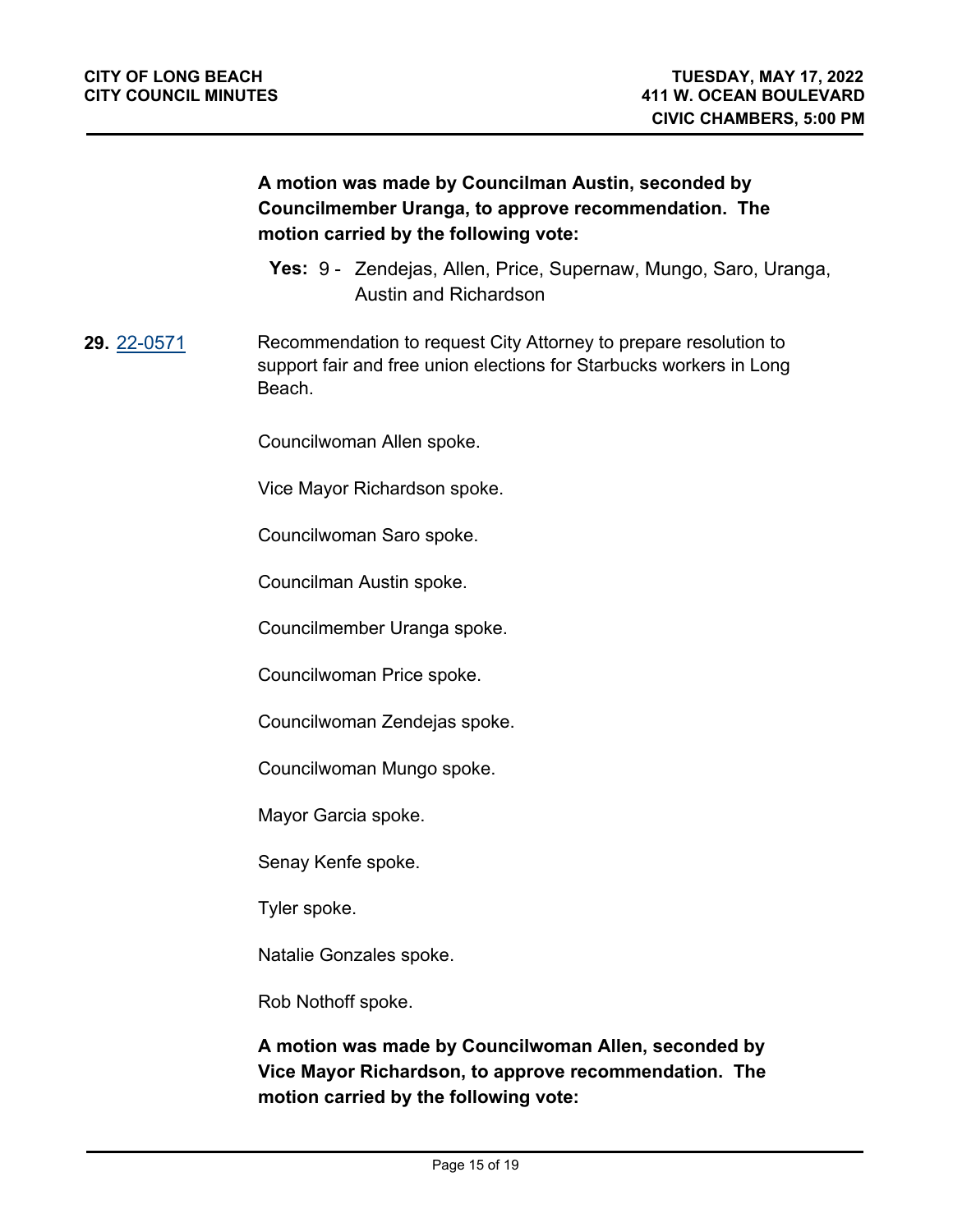**A motion was made by Councilman Austin, seconded by Councilmember Uranga, to approve recommendation. The motion carried by the following vote:**

**Yes:** 9 - Zendejas, Allen, Price, Supernaw, Mungo, Saro, Uranga, Austin and Richardson

**29.** 22-0571

Recommendation to request City Attorney to prepare resolution to support fair and free union elections for Starbucks workers in Long Beach.

Councilwoman Allen spoke.

Vice Mayor Richardson spoke.

Councilwoman Saro spoke.

Councilman Austin spoke.

Councilmember Uranga spoke.

Councilwoman Price spoke.

Councilwoman Zendejas spoke.

Councilwoman Mungo spoke.

Mayor Garcia spoke.

Senay Kenfe spoke.

Tyler spoke.

Natalie Gonzales spoke.

Rob Nothoff spoke.

**A motion was made by Councilwoman Allen, seconded by Vice Mayor Richardson, to approve recommendation. The motion carried by the following vote:**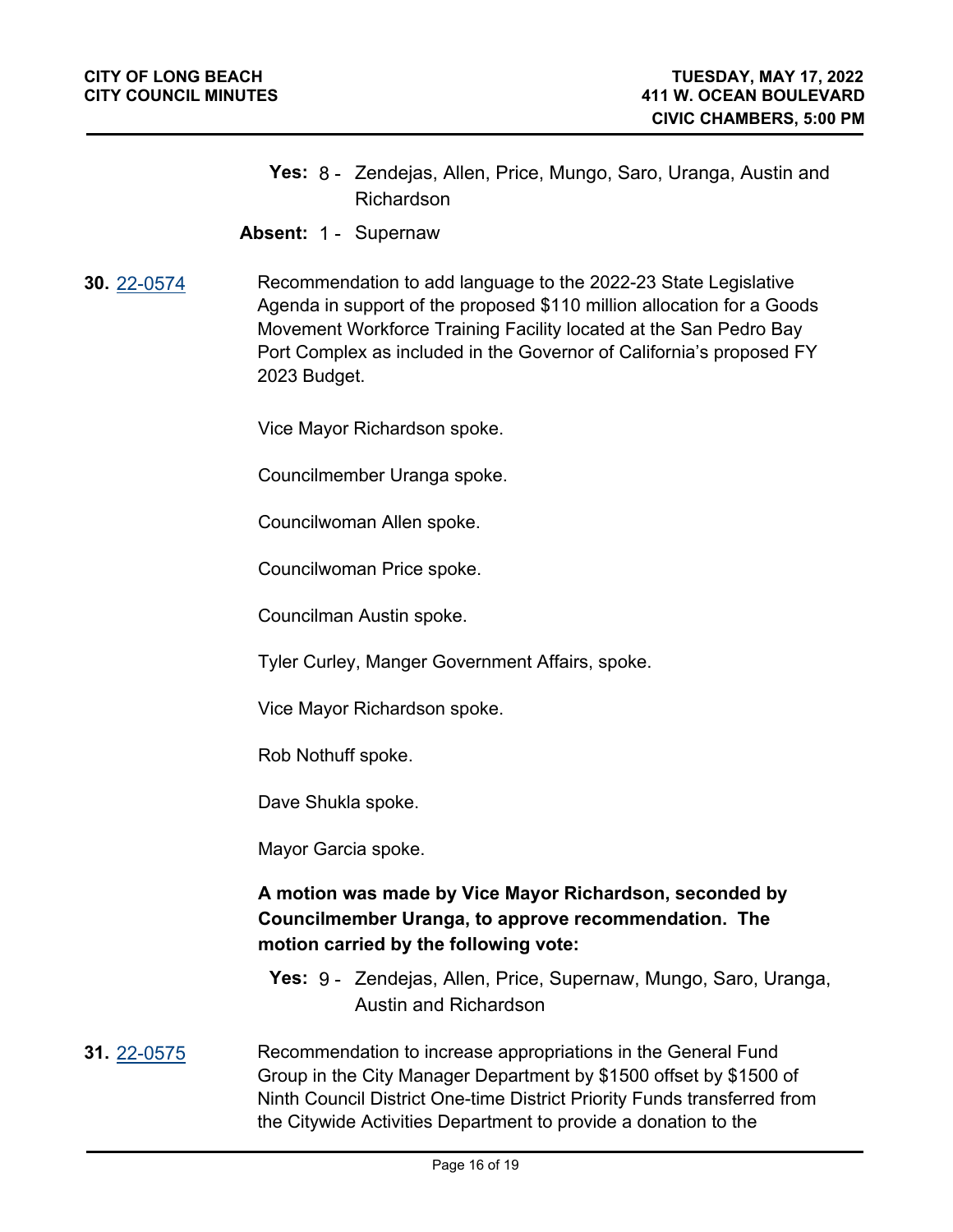**Yes:** 8 - Zendejas, Allen, Price, Mungo, Saro, Uranga, Austin and Richardson

**Absent:** 1 - Supernaw

**30.** 22-0574

Recommendation to add language to the 2022-23 State Legislative Agenda in support of the proposed $110 million allocation for a Goods Movement Workforce Training Facility located at the San Pedro Bay Port Complex as included in the Governor of California's proposed FY 2023 Budget.

Vice Mayor Richardson spoke.

Councilmember Uranga spoke.

Councilwoman Allen spoke.

Councilwoman Price spoke.

Councilman Austin spoke.

Tyler Curley, Manger Government Affairs, spoke.

Vice Mayor Richardson spoke.

Rob Nothuff spoke.

Dave Shukla spoke.

Mayor Garcia spoke.

**A motion was made by Vice Mayor Richardson, seconded by Councilmember Uranga, to approve recommendation. The motion carried by the following vote:**

**Yes:** 9 - Zendejas, Allen, Price, Supernaw, Mungo, Saro, Uranga, Austin and Richardson

**31.** 22-0575

Recommendation to increase appropriations in the General Fund Group in the City Manager Department by $1500 offset by $1500 of Ninth Council District One-time District Priority Funds transferred from the Citywide Activities Department to provide a donation to the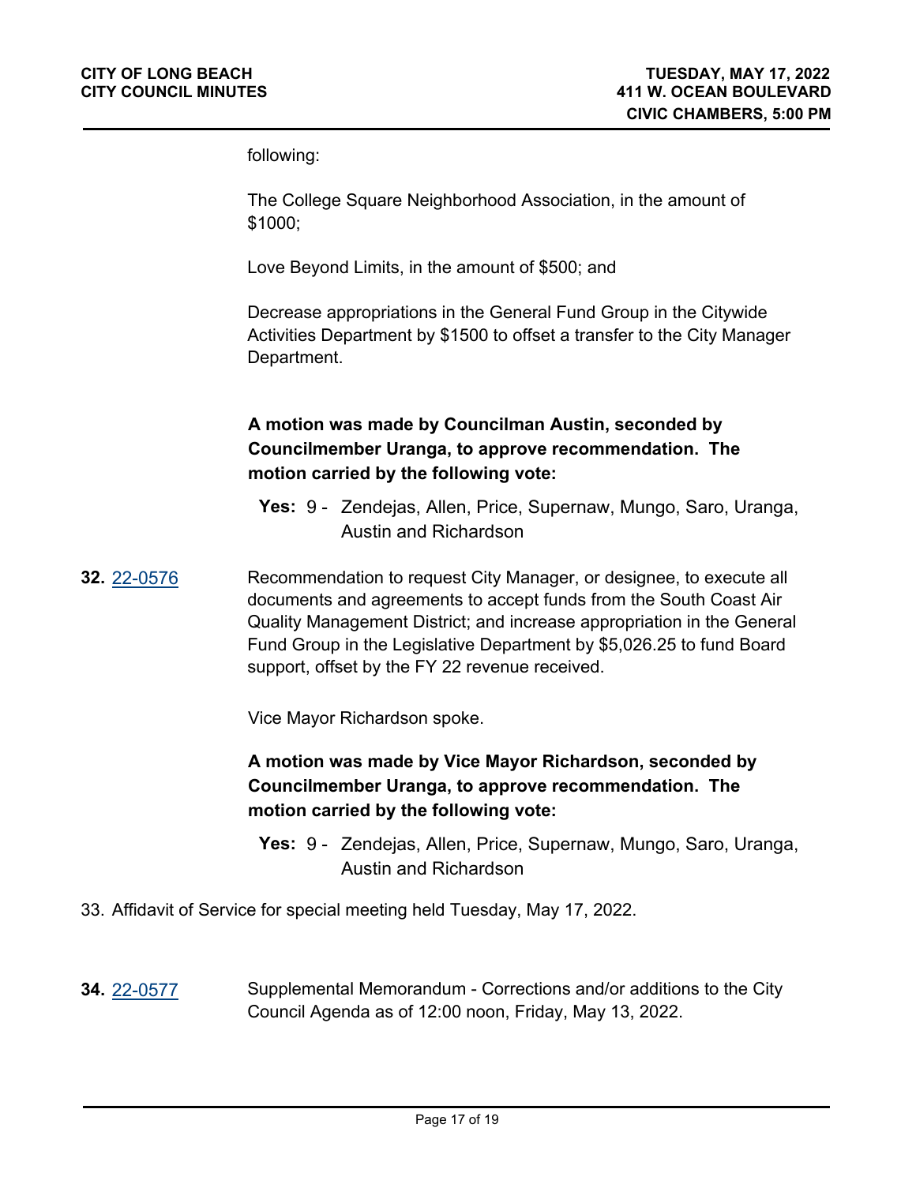following:

The College Square Neighborhood Association, in the amount of $1000;

Love Beyond Limits, in the amount of $500; and

Decrease appropriations in the General Fund Group in the Citywide Activities Department by $1500 to offset a transfer to the City Manager Department.

**A motion was made by Councilman Austin, seconded by Councilmember Uranga, to approve recommendation. The motion carried by the following vote:**

**Yes:** 9 - Zendejas, Allen, Price, Supernaw, Mungo, Saro, Uranga, Austin and Richardson

**32.** 22-0576

Recommendation to request City Manager, or designee, to execute all documents and agreements to accept funds from the South Coast Air Quality Management District; and increase appropriation in the General Fund Group in the Legislative Department by $5,026.25 to fund Board support, offset by the FY 22 revenue received.

Vice Mayor Richardson spoke.

**A motion was made by Vice Mayor Richardson, seconded by Councilmember Uranga, to approve recommendation. The motion carried by the following vote:**

**Yes:** 9 - Zendejas, Allen, Price, Supernaw, Mungo, Saro, Uranga, Austin and Richardson

33. Affidavit of Service for special meeting held Tuesday, May 17, 2022.

**34.** 22-0577

Supplemental Memorandum - Corrections and/or additions to the City Council Agenda as of 12:00 noon, Friday, May 13, 2022.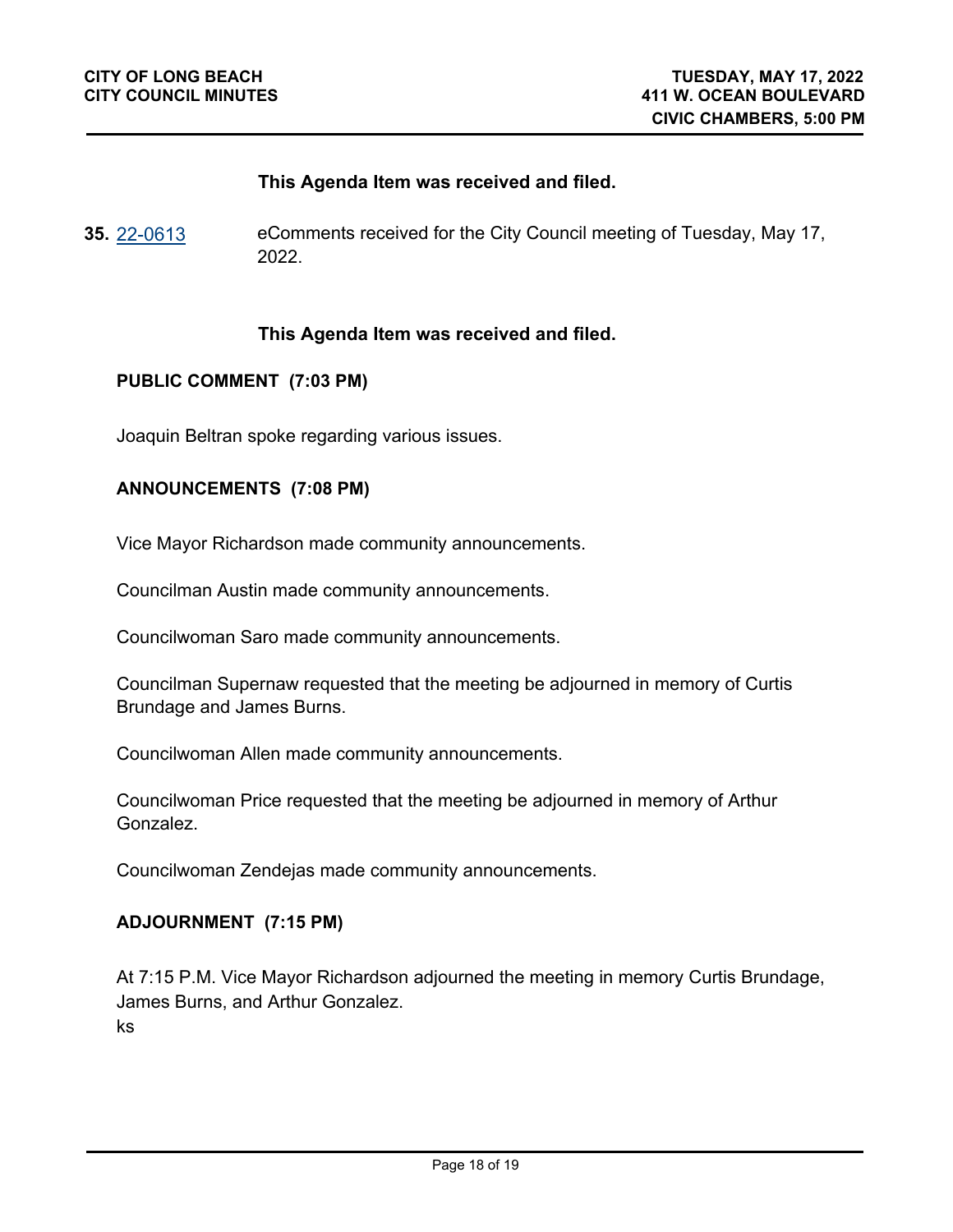**This Agenda Item was received and filed.**

**35.** [22-0613](22-0613) eComments received for the City Council meeting of Tuesday, May 17, 2022.

**This Agenda Item was received and filed.**

**PUBLIC COMMENT (7:03 PM)**

Joaquin Beltran spoke regarding various issues.

**ANNOUNCEMENTS (7:08 PM)**

Vice Mayor Richardson made community announcements.

Councilman Austin made community announcements.

Councilwoman Saro made community announcements.

Councilman Supernaw requested that the meeting be adjourned in memory of Curtis Brundage and James Burns.

Councilwoman Allen made community announcements.

Councilwoman Price requested that the meeting be adjourned in memory of Arthur Gonzalez.

Councilwoman Zendejas made community announcements.

**ADJOURNMENT (7:15 PM)**

At 7:15 P.M. Vice Mayor Richardson adjourned the meeting in memory Curtis Brundage, James Burns, and Arthur Gonzalez.
ks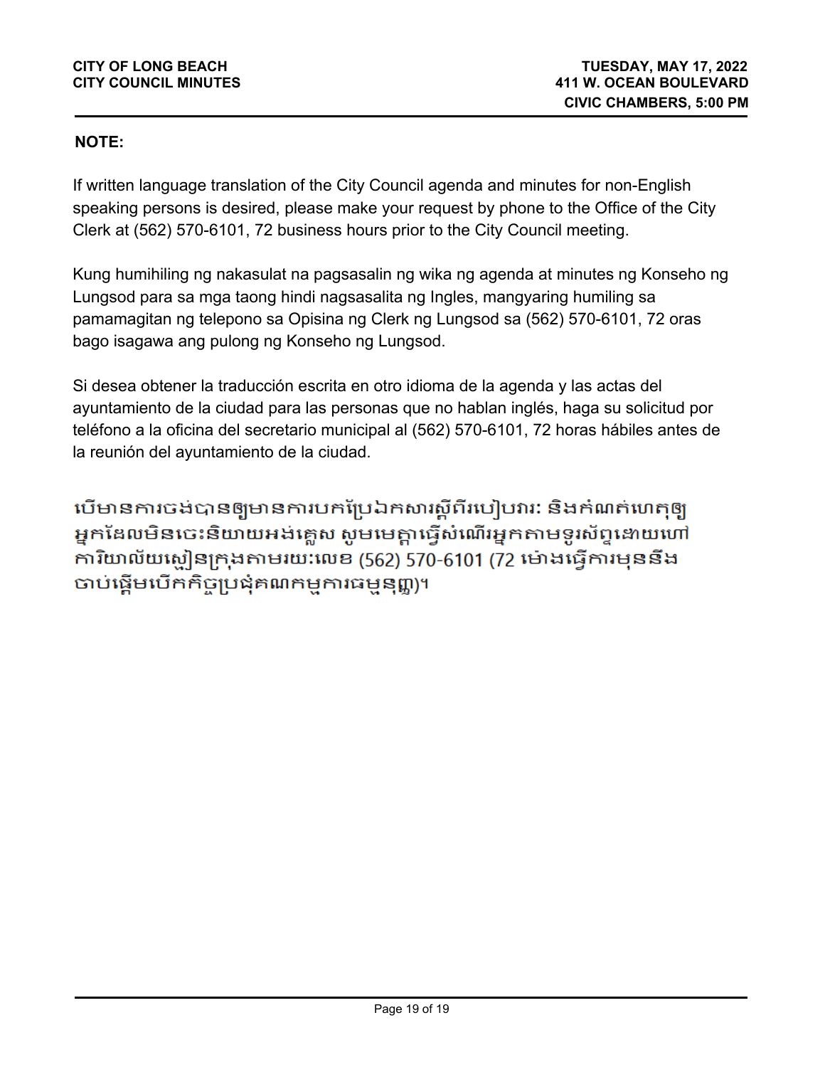**NOTE:**

If written language translation of the City Council agenda and minutes for non-English speaking persons is desired, please make your request by phone to the Office of the City Clerk at (562) 570-6101, 72 business hours prior to the City Council meeting.

Kung humihiling ng nakasulat na pagsasalin ng wika ng agenda at minutes ng Konseho ng Lungsod para sa mga taong hindi nagsasalita ng Ingles, mangyaring humiling sa pamamagitan ng telepono sa Opisina ng Clerk ng Lungsod sa (562) 570-6101, 72 oras bago isagawa ang pulong ng Konseho ng Lungsod.

Si desea obtener la traducción escrita en otro idioma de la agenda y las actas del ayuntamiento de la ciudad para las personas que no hablan inglés, haga su solicitud por teléfono a la oficina del secretario municipal al (562) 570-6101, 72 horas hábiles antes de la reunión del ayuntamiento de la ciudad.

បើមានការចង់បានឲ្យមានការបកប្រែឯកសារស្តីពីរបៀបវារៈ និងកំណត់ហេតុឲ្យអ្នកដែលមិនចេះនិយាយអង់គ្លេស សូមមេត្តាធ្វើសំណើរអ្នកតាមទូរស័ព្ទដោយហៅការិយាល័យស្មៀនក្រុងតាមរយៈលេខ (562) 570-6101 (72 ម៉ោងធ្វើការមុននឹងចាប់ផ្តើមបើកកិច្ចប្រជុំគណកម្មការជម្មនុញ្ញ)។